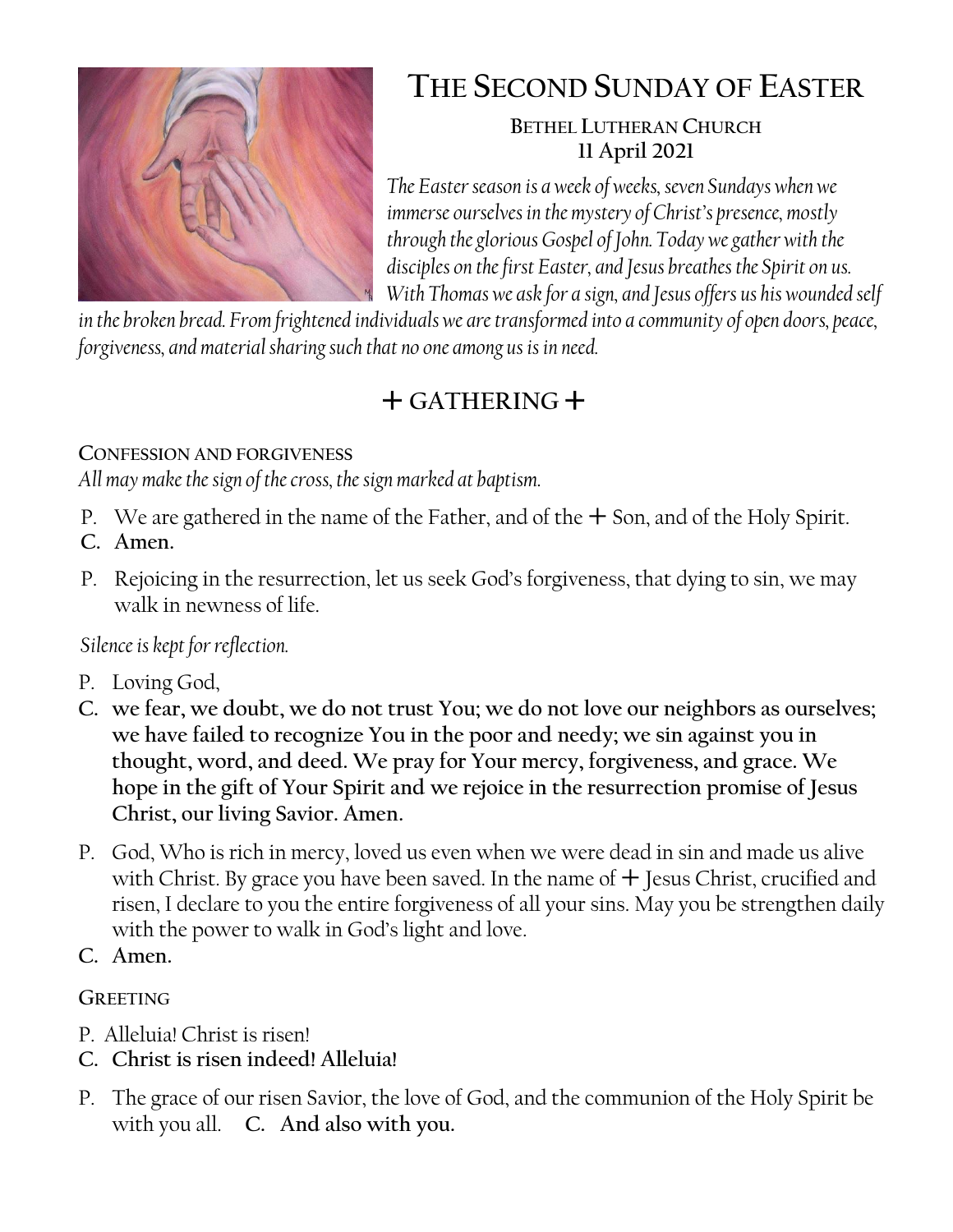# THE SECOND SUNDAY OF EASTER

**BETHEL LUTHERAN CHURCH**
**11 April 2021**

*The Easter season is a week of weeks, seven Sundays when we immerse ourselves in the mystery of Christ's presence, mostly through the glorious Gospel of John. Today we gather with the disciples on the first Easter, and Jesus breathes the Spirit on us. With Thomas we ask for a sign, and Jesus offers us his wounded self in the broken bread. From frightened individuals we are transformed into a community of open doors, peace, forgiveness, and material sharing such that no one among us is in need.*

## + GATHERING +

### CONFESSION AND FORGIVENESS

*All may make the sign of the cross, the sign marked at baptism.*

P. We are gathered in the name of the Father, and of the + Son, and of the Holy Spirit.
**C. Amen.**

P. Rejoicing in the resurrection, let us seek God's forgiveness, that dying to sin, we may walk in newness of life.

*Silence is kept for reflection.*

P. Loving God,
**C. we fear, we doubt, we do not trust You; we do not love our neighbors as ourselves; we have failed to recognize You in the poor and needy; we sin against you in thought, word, and deed. We pray for Your mercy, forgiveness, and grace. We hope in the gift of Your Spirit and we rejoice in the resurrection promise of Jesus Christ, our living Savior. Amen.**

P. God, Who is rich in mercy, loved us even when we were dead in sin and made us alive with Christ. By grace you have been saved. In the name of + Jesus Christ, crucified and risen, I declare to you the entire forgiveness of all your sins. May you be strengthen daily with the power to walk in God's light and love.
**C. Amen.**

### GREETING

P. Alleluia! Christ is risen!
**C. Christ is risen indeed! Alleluia!**

P. The grace of our risen Savior, the love of God, and the communion of the Holy Spirit be with you all. **C. And also with you.**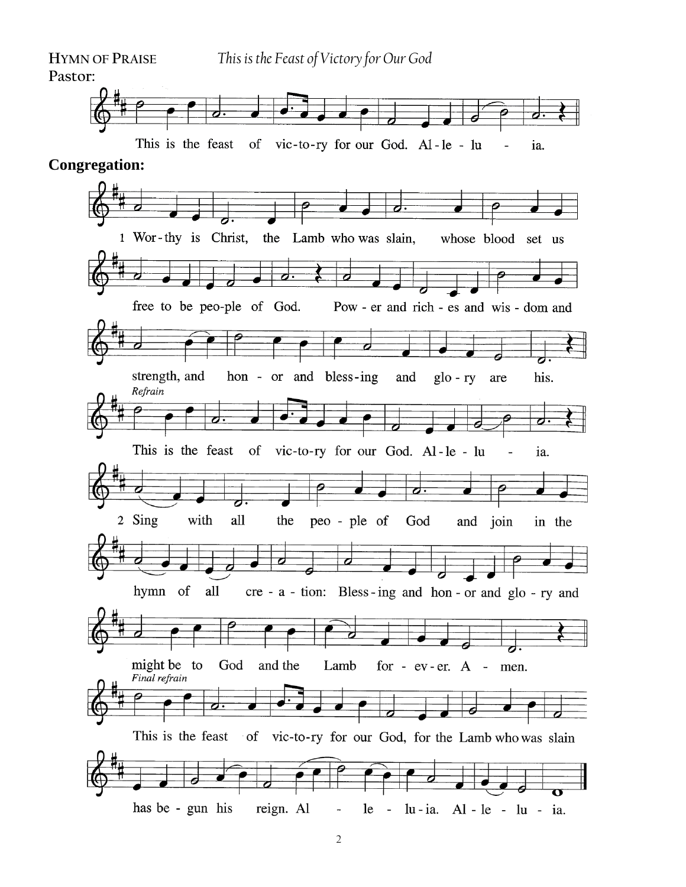HYMN OF PRAISE *This is the Feast of Victory for Our God*

**Pastor:**

This is the feast of vic-to-ry for our God. Al-le-lu - ia.

**Congregation:**

1 Wor-thy is Christ, the Lamb who was slain, whose blood set us free to be peo-ple of God. Pow-er and rich-es and wis-dom and strength, and hon-or and bless-ing and glo-ry are his.

*Refrain*

This is the feast of vic-to-ry for our God. Al-le-lu - ia.

2 Sing with all the peo-ple of God and join in the hymn of all cre-a-tion: Bless-ing and hon-or and glo-ry and might be to God and the Lamb for-ev-er. A-men.

*Final refrain*

This is the feast of vic-to-ry for our God, for the Lamb who was slain has be-gun his reign. Al - le - lu-ia. Al-le-lu-ia.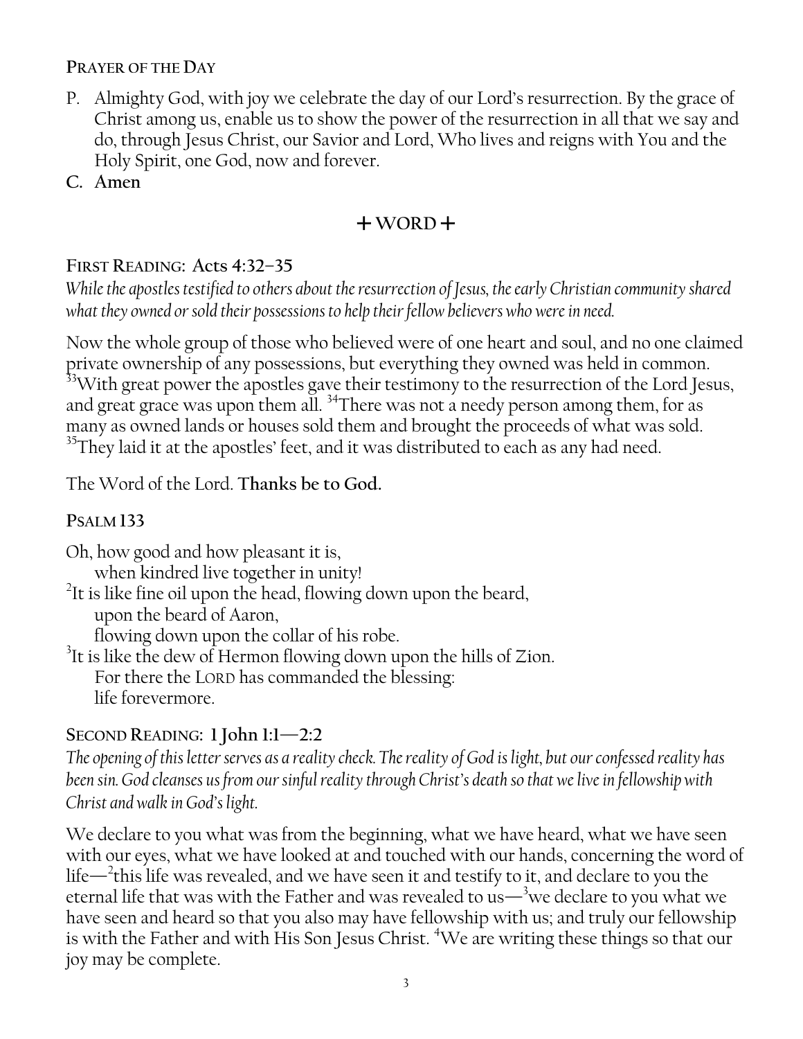**Prayer of the Day**

P. Almighty God, with joy we celebrate the day of our Lord's resurrection. By the grace of Christ among us, enable us to show the power of the resurrection in all that we say and do, through Jesus Christ, our Savior and Lord, Who lives and reigns with You and the Holy Spirit, one God, now and forever.

**C. Amen**

## + WORD +

**First Reading: Acts 4:32–35**

*While the apostles testified to others about the resurrection of Jesus, the early Christian community shared what they owned or sold their possessions to help their fellow believers who were in need.*

Now the whole group of those who believed were of one heart and soul, and no one claimed private ownership of any possessions, but everything they owned was held in common. [33]With great power the apostles gave their testimony to the resurrection of the Lord Jesus, and great grace was upon them all. [34]There was not a needy person among them, for as many as owned lands or houses sold them and brought the proceeds of what was sold. [35]They laid it at the apostles' feet, and it was distributed to each as any had need.

The Word of the Lord. **Thanks be to God.**

**Psalm 133**

Oh, how good and how pleasant it is,
 when kindred live together in unity!
[2]It is like fine oil upon the head, flowing down upon the beard,
 upon the beard of Aaron,
 flowing down upon the collar of his robe.
[3]It is like the dew of Hermon flowing down upon the hills of Zion.
 For there the LORD has commanded the blessing:
 life forevermore.

**Second Reading: 1 John 1:1—2:2**

*The opening of this letter serves as a reality check. The reality of God is light, but our confessed reality has been sin. God cleanses us from our sinful reality through Christ's death so that we live in fellowship with Christ and walk in God's light.*

We declare to you what was from the beginning, what we have heard, what we have seen with our eyes, what we have looked at and touched with our hands, concerning the word of life—[2]this life was revealed, and we have seen it and testify to it, and declare to you the eternal life that was with the Father and was revealed to us—[3]we declare to you what we have seen and heard so that you also may have fellowship with us; and truly our fellowship is with the Father and with His Son Jesus Christ. [4]We are writing these things so that our joy may be complete.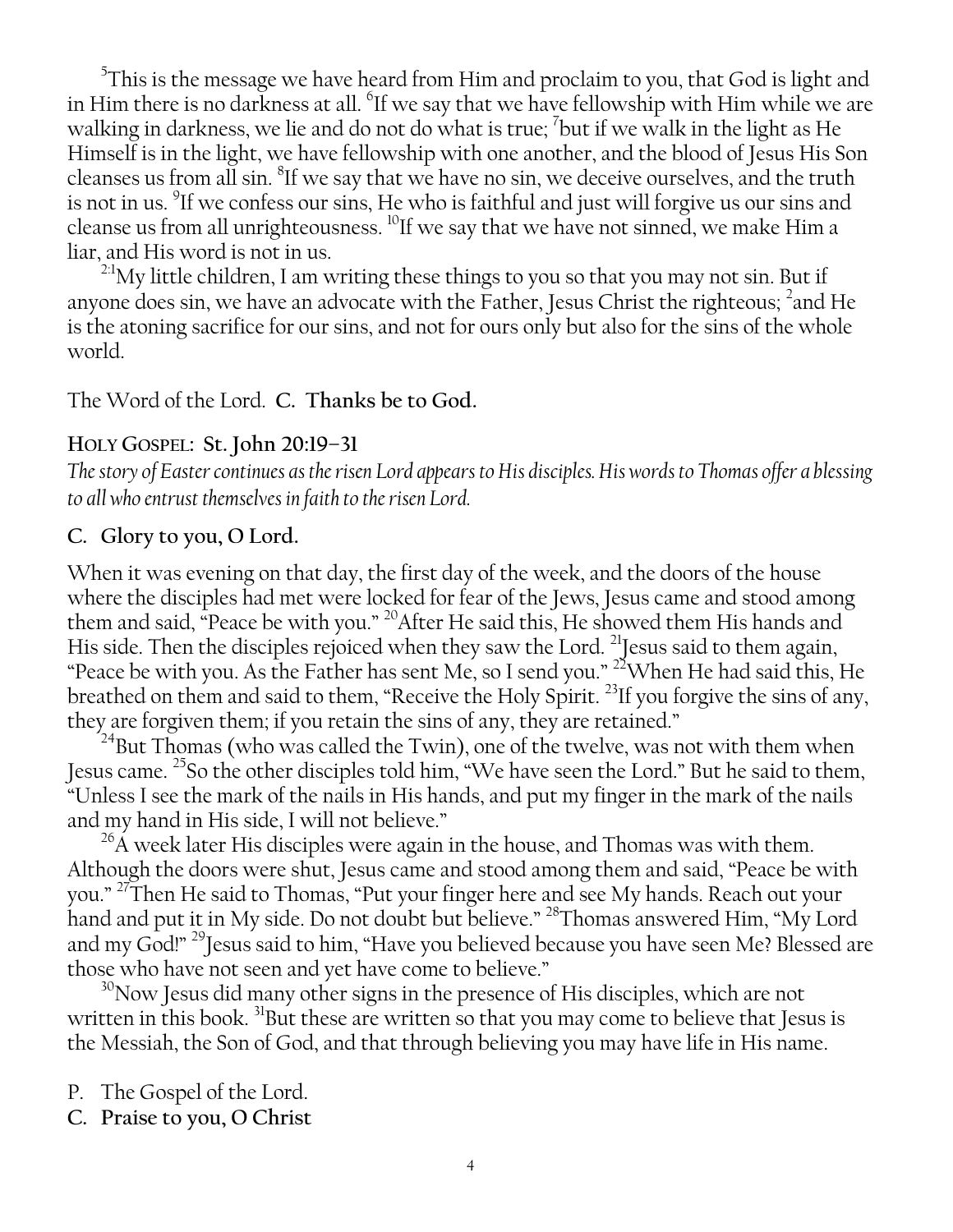[5]This is the message we have heard from Him and proclaim to you, that God is light and in Him there is no darkness at all. [6]If we say that we have fellowship with Him while we are walking in darkness, we lie and do not do what is true; [7]but if we walk in the light as He Himself is in the light, we have fellowship with one another, and the blood of Jesus His Son cleanses us from all sin. [8]If we say that we have no sin, we deceive ourselves, and the truth is not in us. [9]If we confess our sins, He who is faithful and just will forgive us our sins and cleanse us from all unrighteousness. [10]If we say that we have not sinned, we make Him a liar, and His word is not in us.

[2:1]My little children, I am writing these things to you so that you may not sin. But if anyone does sin, we have an advocate with the Father, Jesus Christ the righteous; [2]and He is the atoning sacrifice for our sins, and not for ours only but also for the sins of the whole world.

The Word of the Lord. **C. Thanks be to God.**

### HOLY GOSPEL: St. John 20:19–31

*The story of Easter continues as the risen Lord appears to His disciples. His words to Thomas offer a blessing to all who entrust themselves in faith to the risen Lord.*

**C. Glory to you, O Lord.**

When it was evening on that day, the first day of the week, and the doors of the house where the disciples had met were locked for fear of the Jews, Jesus came and stood among them and said, "Peace be with you." [20]After He said this, He showed them His hands and His side. Then the disciples rejoiced when they saw the Lord. [21]Jesus said to them again, "Peace be with you. As the Father has sent Me, so I send you." [22]When He had said this, He breathed on them and said to them, "Receive the Holy Spirit. [23]If you forgive the sins of any, they are forgiven them; if you retain the sins of any, they are retained."

[24]But Thomas (who was called the Twin), one of the twelve, was not with them when Jesus came. [25]So the other disciples told him, "We have seen the Lord." But he said to them, "Unless I see the mark of the nails in His hands, and put my finger in the mark of the nails and my hand in His side, I will not believe."

[26]A week later His disciples were again in the house, and Thomas was with them. Although the doors were shut, Jesus came and stood among them and said, "Peace be with you." [27]Then He said to Thomas, "Put your finger here and see My hands. Reach out your hand and put it in My side. Do not doubt but believe." [28]Thomas answered Him, "My Lord and my God!" [29]Jesus said to him, "Have you believed because you have seen Me? Blessed are those who have not seen and yet have come to believe."

[30]Now Jesus did many other signs in the presence of His disciples, which are not written in this book. [31]But these are written so that you may come to believe that Jesus is the Messiah, the Son of God, and that through believing you may have life in His name.

P. The Gospel of the Lord.  
**C. Praise to you, O Christ**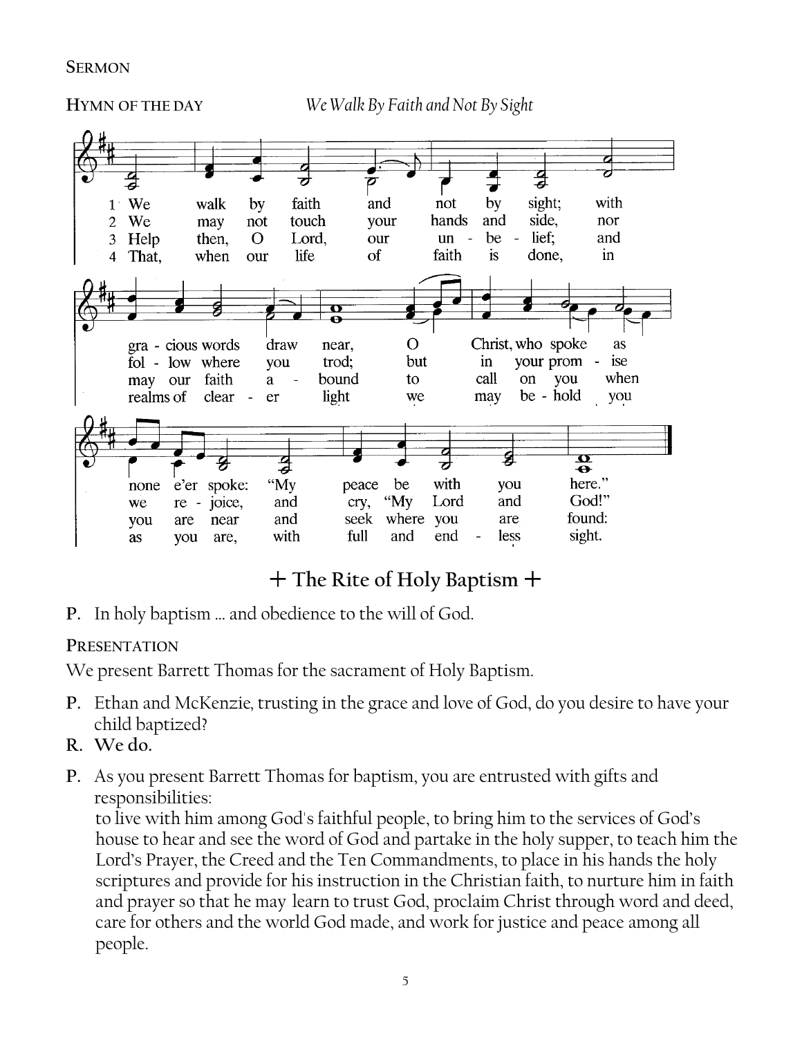**Sermon**

**Hymn of the Day** *We Walk By Faith and Not By Sight*

1 We walk by faith and not by sight; with gracious words draw near, O Christ, who spoke as none e'er spoke: "My peace be with you here."

2 We may not touch your hands and side, nor follow where you trod; but in your promise we rejoice, and cry, "My Lord and God!"

3 Help then, O Lord, our unbelief; and may our faith abound to call on you when you are near and seek where you are found:

4 That, when our life of faith is done, in realms of clearer light we may behold you as you are, with full and endless sight.

## + The Rite of Holy Baptism +

**P.** In holy baptism … and obedience to the will of God.

**Presentation**

We present Barrett Thomas for the sacrament of Holy Baptism.

**P.** Ethan and McKenzie, trusting in the grace and love of God, do you desire to have your child baptized?

**R. We do.**

**P.** As you present Barrett Thomas for baptism, you are entrusted with gifts and responsibilities:
to live with him among God's faithful people, to bring him to the services of God's house to hear and see the word of God and partake in the holy supper, to teach him the Lord's Prayer, the Creed and the Ten Commandments, to place in his hands the holy scriptures and provide for his instruction in the Christian faith, to nurture him in faith and prayer so that he may learn to trust God, proclaim Christ through word and deed, care for others and the world God made, and work for justice and peace among all people.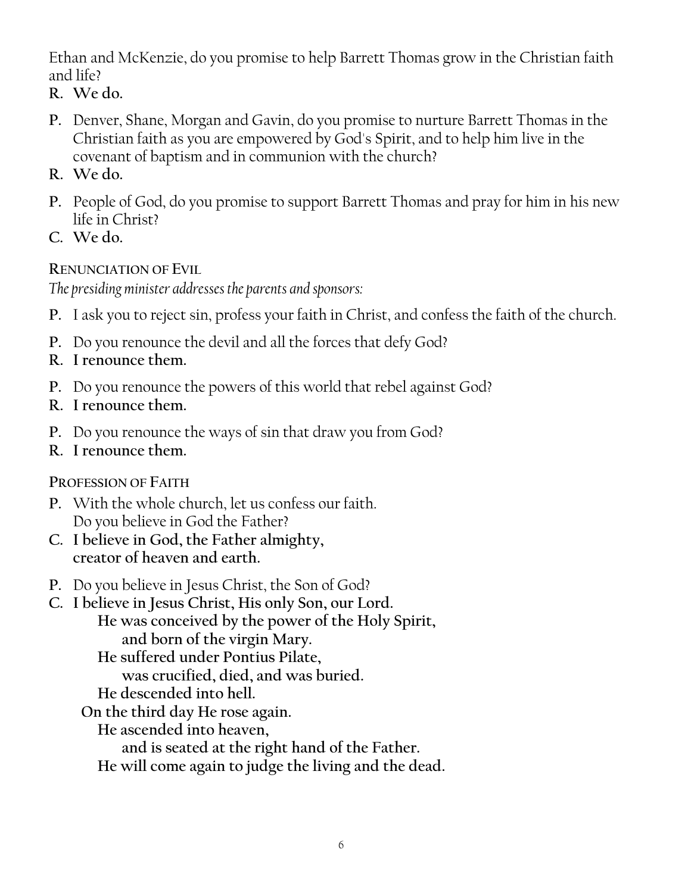Ethan and McKenzie, do you promise to help Barrett Thomas grow in the Christian faith and life?

**R. We do.**

**P.** Denver, Shane, Morgan and Gavin, do you promise to nurture Barrett Thomas in the Christian faith as you are empowered by God's Spirit, and to help him live in the covenant of baptism and in communion with the church?

**R. We do.**

**P.** People of God, do you promise to support Barrett Thomas and pray for him in his new life in Christ?

**C. We do.**

### RENUNCIATION OF EVIL

*The presiding minister addresses the parents and sponsors:*

**P.** I ask you to reject sin, profess your faith in Christ, and confess the faith of the church.

**P.** Do you renounce the devil and all the forces that defy God?

**R. I renounce them.**

**P.** Do you renounce the powers of this world that rebel against God?

**R. I renounce them.**

**P.** Do you renounce the ways of sin that draw you from God?

**R. I renounce them.**

### PROFESSION OF FAITH

**P.** With the whole church, let us confess our faith.
Do you believe in God the Father?

**C. I believe in God, the Father almighty,
creator of heaven and earth.**

**P.** Do you believe in Jesus Christ, the Son of God?

**C. I believe in Jesus Christ, His only Son, our Lord.
He was conceived by the power of the Holy Spirit,
and born of the virgin Mary.
He suffered under Pontius Pilate,
was crucified, died, and was buried.
He descended into hell.
On the third day He rose again.
He ascended into heaven,
and is seated at the right hand of the Father.
He will come again to judge the living and the dead.**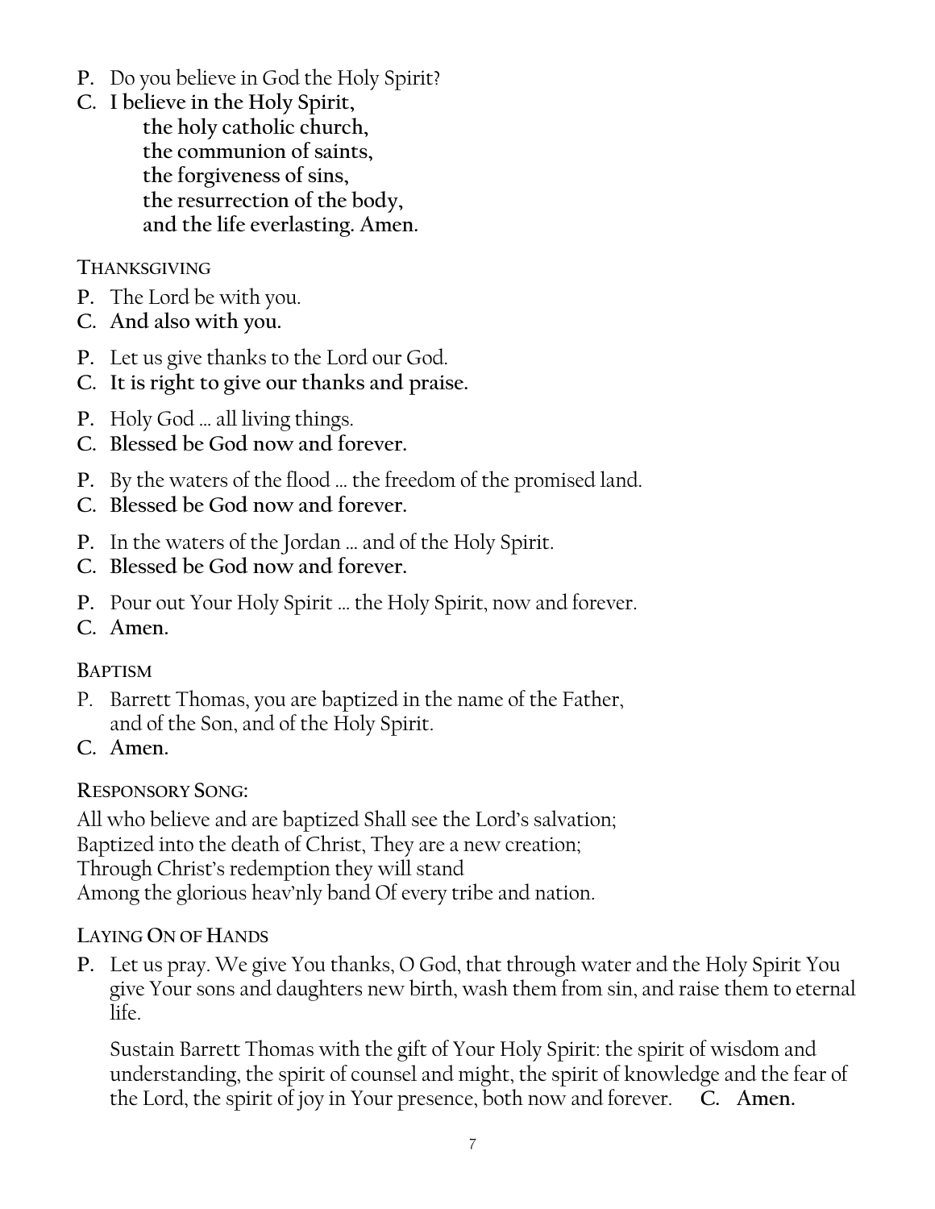**P.** Do you believe in God the Holy Spirit?

**C. I believe in the Holy Spirit,**
**the holy catholic church,**
**the communion of saints,**
**the forgiveness of sins,**
**the resurrection of the body,**
**and the life everlasting. Amen.**

### THANKSGIVING

**P.** The Lord be with you.
**C. And also with you.**

**P.** Let us give thanks to the Lord our God.
**C. It is right to give our thanks and praise.**

**P.** Holy God … all living things.
**C. Blessed be God now and forever.**

**P.** By the waters of the flood … the freedom of the promised land.
**C. Blessed be God now and forever.**

**P.** In the waters of the Jordan … and of the Holy Spirit.
**C. Blessed be God now and forever.**

**P.** Pour out Your Holy Spirit … the Holy Spirit, now and forever.
**C. Amen.**

### BAPTISM

P. Barrett Thomas, you are baptized in the name of the Father, and of the Son, and of the Holy Spirit.
**C. Amen.**

### RESPONSORY SONG:

All who believe and are baptized Shall see the Lord's salvation;
Baptized into the death of Christ, They are a new creation;
Through Christ's redemption they will stand
Among the glorious heav'nly band Of every tribe and nation.

### LAYING ON OF HANDS

**P.** Let us pray. We give You thanks, O God, that through water and the Holy Spirit You give Your sons and daughters new birth, wash them from sin, and raise them to eternal life.

Sustain Barrett Thomas with the gift of Your Holy Spirit: the spirit of wisdom and understanding, the spirit of counsel and might, the spirit of knowledge and the fear of the Lord, the spirit of joy in Your presence, both now and forever. **C. Amen.**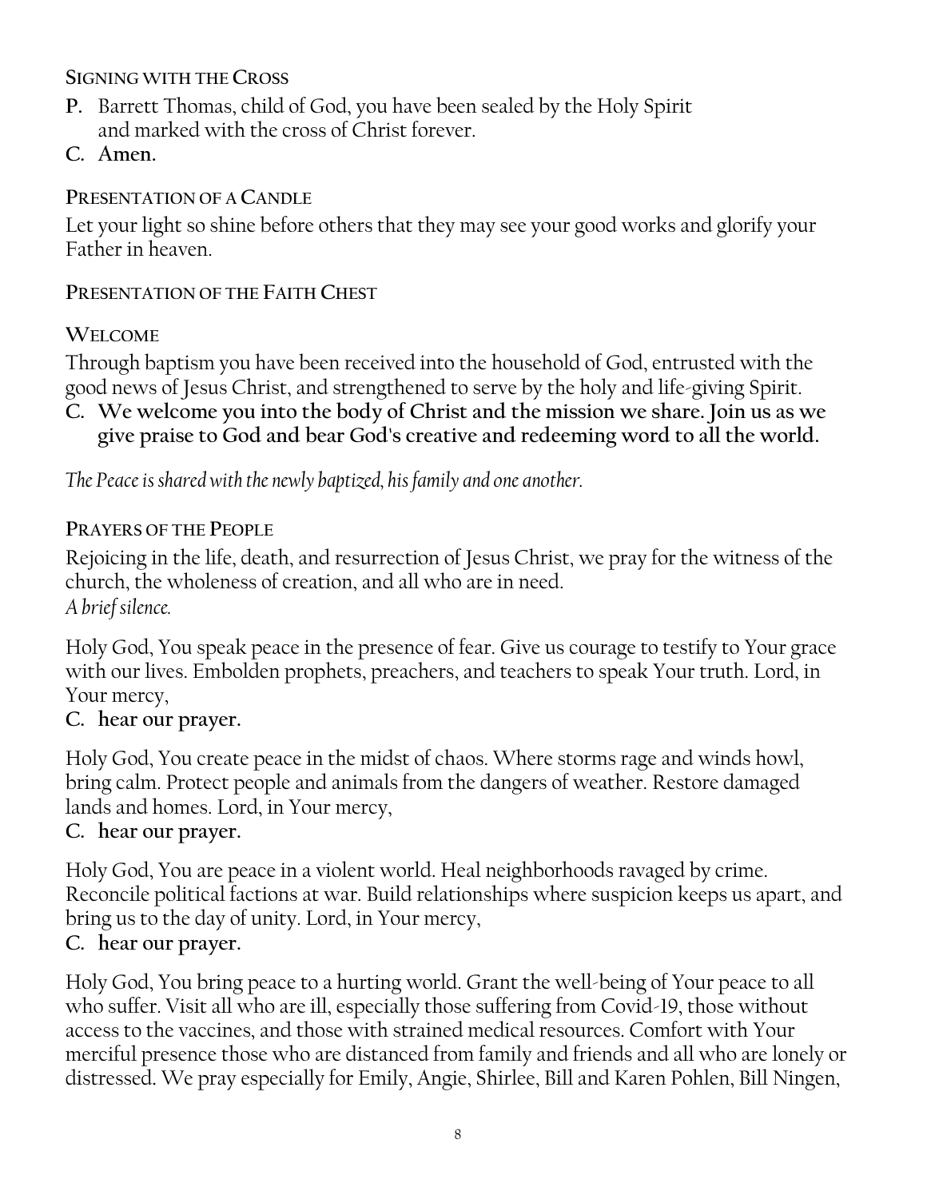### Signing with the Cross

**P.** Barrett Thomas, child of God, you have been sealed by the Holy Spirit and marked with the cross of Christ forever.

**C. Amen.**

### Presentation of a Candle

Let your light so shine before others that they may see your good works and glorify your Father in heaven.

### Presentation of the Faith Chest

### Welcome

Through baptism you have been received into the household of God, entrusted with the good news of Jesus Christ, and strengthened to serve by the holy and life-giving Spirit.

**C. We welcome you into the body of Christ and the mission we share. Join us as we give praise to God and bear God's creative and redeeming word to all the world.**

*The Peace is shared with the newly baptized, his family and one another.*

### Prayers of the People

Rejoicing in the life, death, and resurrection of Jesus Christ, we pray for the witness of the church, the wholeness of creation, and all who are in need.
*A brief silence.*

Holy God, You speak peace in the presence of fear. Give us courage to testify to Your grace with our lives. Embolden prophets, preachers, and teachers to speak Your truth. Lord, in Your mercy,

**C. hear our prayer.**

Holy God, You create peace in the midst of chaos. Where storms rage and winds howl, bring calm. Protect people and animals from the dangers of weather. Restore damaged lands and homes. Lord, in Your mercy,

**C. hear our prayer.**

Holy God, You are peace in a violent world. Heal neighborhoods ravaged by crime. Reconcile political factions at war. Build relationships where suspicion keeps us apart, and bring us to the day of unity. Lord, in Your mercy,

**C. hear our prayer.**

Holy God, You bring peace to a hurting world. Grant the well-being of Your peace to all who suffer. Visit all who are ill, especially those suffering from Covid-19, those without access to the vaccines, and those with strained medical resources. Comfort with Your merciful presence those who are distanced from family and friends and all who are lonely or distressed. We pray especially for Emily, Angie, Shirlee, Bill and Karen Pohlen, Bill Ningen,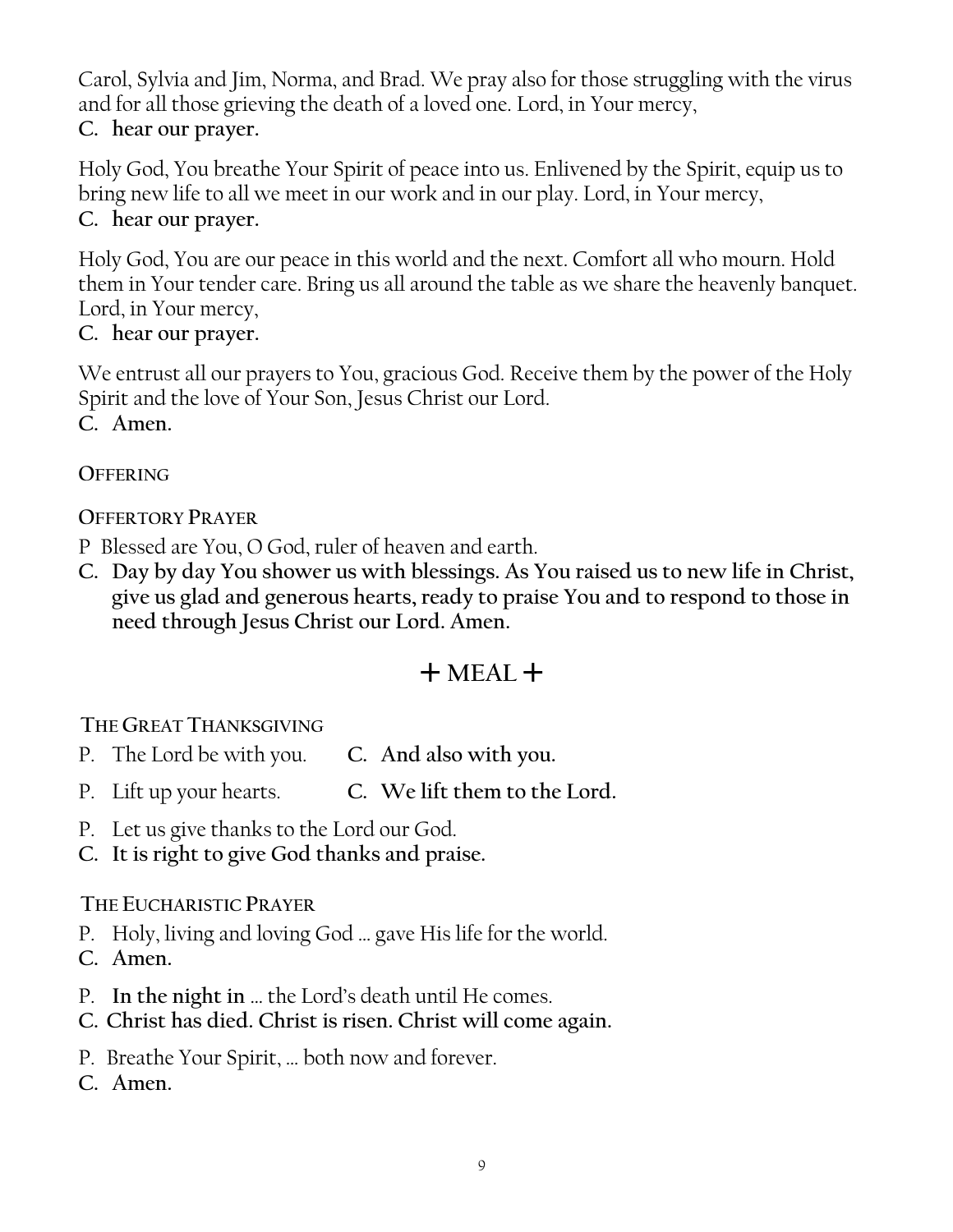Carol, Sylvia and Jim, Norma, and Brad. We pray also for those struggling with the virus and for all those grieving the death of a loved one. Lord, in Your mercy,
**C. hear our prayer.**

Holy God, You breathe Your Spirit of peace into us. Enlivened by the Spirit, equip us to bring new life to all we meet in our work and in our play. Lord, in Your mercy,
**C. hear our prayer.**

Holy God, You are our peace in this world and the next. Comfort all who mourn. Hold them in Your tender care. Bring us all around the table as we share the heavenly banquet. Lord, in Your mercy,
**C. hear our prayer.**

We entrust all our prayers to You, gracious God. Receive them by the power of the Holy Spirit and the love of Your Son, Jesus Christ our Lord.
**C. Amen.**

### OFFERING

### OFFERTORY PRAYER

P Blessed are You, O God, ruler of heaven and earth.
**C. Day by day You shower us with blessings. As You raised us to new life in Christ, give us glad and generous hearts, ready to praise You and to respond to those in need through Jesus Christ our Lord. Amen.**

## + MEAL +

### THE GREAT THANKSGIVING

P. The Lord be with you. **C. And also with you.**

P. Lift up your hearts. **C. We lift them to the Lord.**

P. Let us give thanks to the Lord our God.
**C. It is right to give God thanks and praise.**

### THE EUCHARISTIC PRAYER

P. Holy, living and loving God … gave His life for the world.
**C. Amen.**

P. **In the night in** … the Lord's death until He comes.
**C. Christ has died. Christ is risen. Christ will come again.**

P. Breathe Your Spirit, … both now and forever.
**C. Amen.**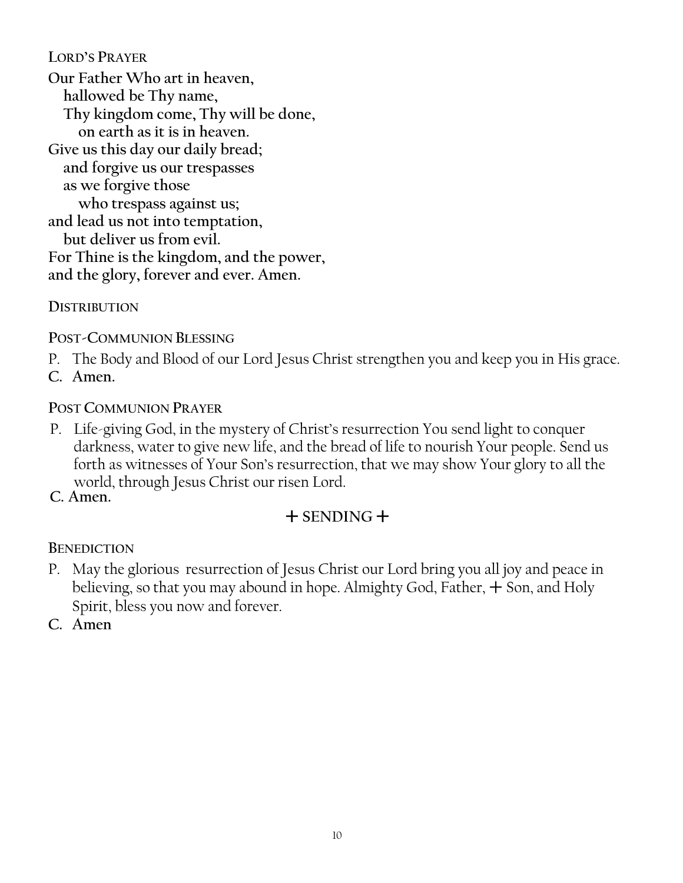### Lord's Prayer

**Our Father Who art in heaven,**
**hallowed be Thy name,**
**Thy kingdom come, Thy will be done,**
**on earth as it is in heaven.**
**Give us this day our daily bread;**
**and forgive us our trespasses**
**as we forgive those**
**who trespass against us;**
**and lead us not into temptation,**
**but deliver us from evil.**
**For Thine is the kingdom, and the power,**
**and the glory, forever and ever. Amen.**

### Distribution

### Post-Communion Blessing

P. The Body and Blood of our Lord Jesus Christ strengthen you and keep you in His grace.
**C. Amen.**

### Post Communion Prayer

P. Life-giving God, in the mystery of Christ's resurrection You send light to conquer darkness, water to give new life, and the bread of life to nourish Your people. Send us forth as witnesses of Your Son's resurrection, that we may show Your glory to all the world, through Jesus Christ our risen Lord.
**C. Amen.**

## + SENDING +

### Benediction

P. May the glorious resurrection of Jesus Christ our Lord bring you all joy and peace in believing, so that you may abound in hope. Almighty God, Father, + Son, and Holy Spirit, bless you now and forever.
**C. Amen**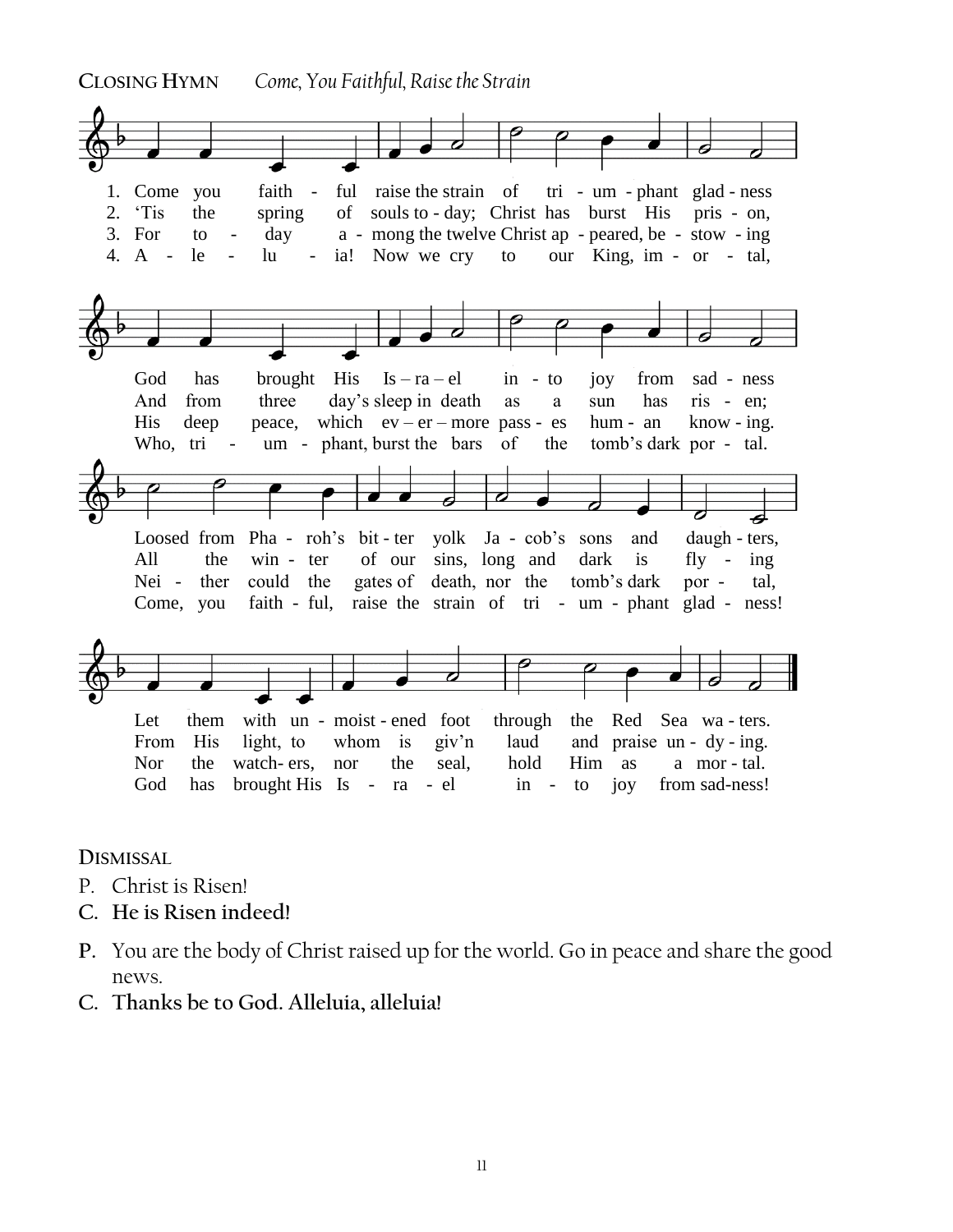**CLOSING HYMN** *Come, You Faithful, Raise the Strain*

1. Come you faith - ful raise the strain of tri - um - phant glad - ness
2. 'Tis the spring of souls to - day; Christ has burst His pris - on,
3. For to - day a - mong the twelve Christ ap - peared, be - stow - ing
4. A - le - lu - ia! Now we cry to our King, im - or - tal,

God has brought His Is – ra – el in - to joy from sad - ness
And from three day's sleep in death as a sun has ris - en;
His deep peace, which ev – er – more pass - es hum - an know - ing.
Who, tri - um - phant, burst the bars of the tomb's dark por - tal.

Loosed from Pha - roh's bit - ter yolk Ja - cob's sons and daugh - ters,
All the win - ter of our sins, long and dark is fly - ing
Nei - ther could the gates of death, nor the tomb's dark por - tal,
Come, you faith - ful, raise the strain of tri - um - phant glad - ness!

Let them with un - moist - ened foot through the Red Sea wa - ters.
From His light, to whom is giv'n laud and praise un - dy - ing.
Nor the watch- ers, nor the seal, hold Him as a mor - tal.
God has brought His Is - ra - el in - to joy from sad-ness!

**DISMISSAL**

P. Christ is Risen!

**C. He is Risen indeed!**

**P.** You are the body of Christ raised up for the world. Go in peace and share the good news.

**C. Thanks be to God. Alleluia, alleluia!**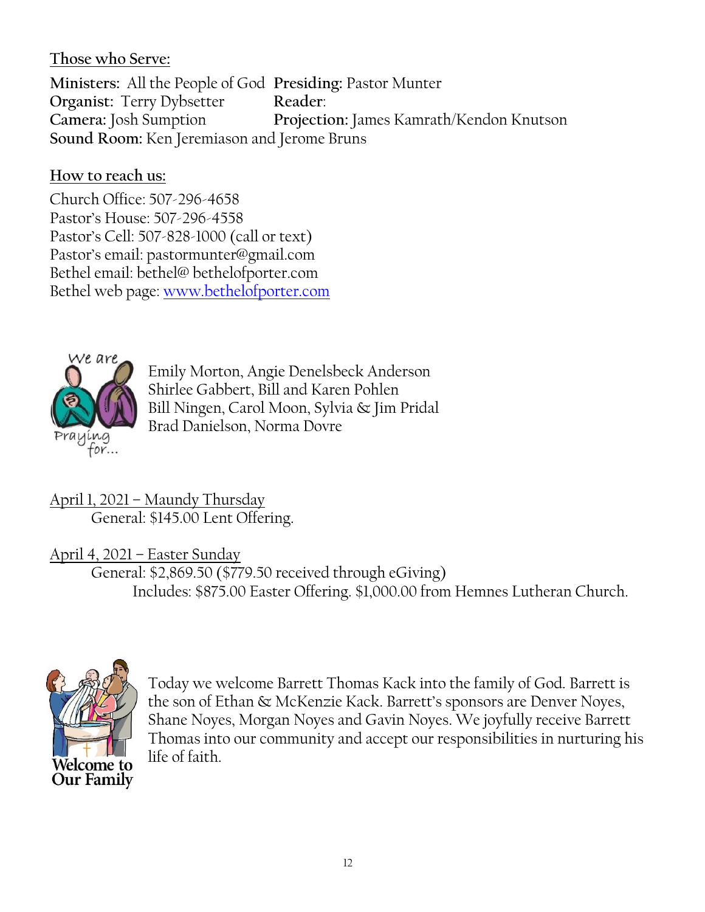## Those who Serve:

**Ministers:** All the People of God **Presiding:** Pastor Munter
**Organist:** Terry Dybsetter **Reader**:
**Camera:** Josh Sumption **Projection:** James Kamrath/Kendon Knutson
**Sound Room:** Ken Jeremiason and Jerome Bruns

## How to reach us:

Church Office: 507-296-4658
Pastor's House: 507-296-4558
Pastor's Cell: 507-828-1000 (call or text)
Pastor's email: pastormunter@gmail.com
Bethel email: bethel@ bethelofporter.com
Bethel web page: www.bethelofporter.com

We are Praying for...

Emily Morton, Angie Denelsbeck Anderson
Shirlee Gabbert, Bill and Karen Pohlen
Bill Ningen, Carol Moon, Sylvia & Jim Pridal
Brad Danielson, Norma Dovre

April 1, 2021 – Maundy Thursday
General: $145.00 Lent Offering.

April 4, 2021 – Easter Sunday
General: $2,869.50 ($779.50 received through eGiving)
Includes: $875.00 Easter Offering. $1,000.00 from Hemnes Lutheran Church.

Welcome to Our Family

Today we welcome Barrett Thomas Kack into the family of God. Barrett is the son of Ethan & McKenzie Kack. Barrett's sponsors are Denver Noyes, Shane Noyes, Morgan Noyes and Gavin Noyes. We joyfully receive Barrett Thomas into our community and accept our responsibilities in nurturing his life of faith.